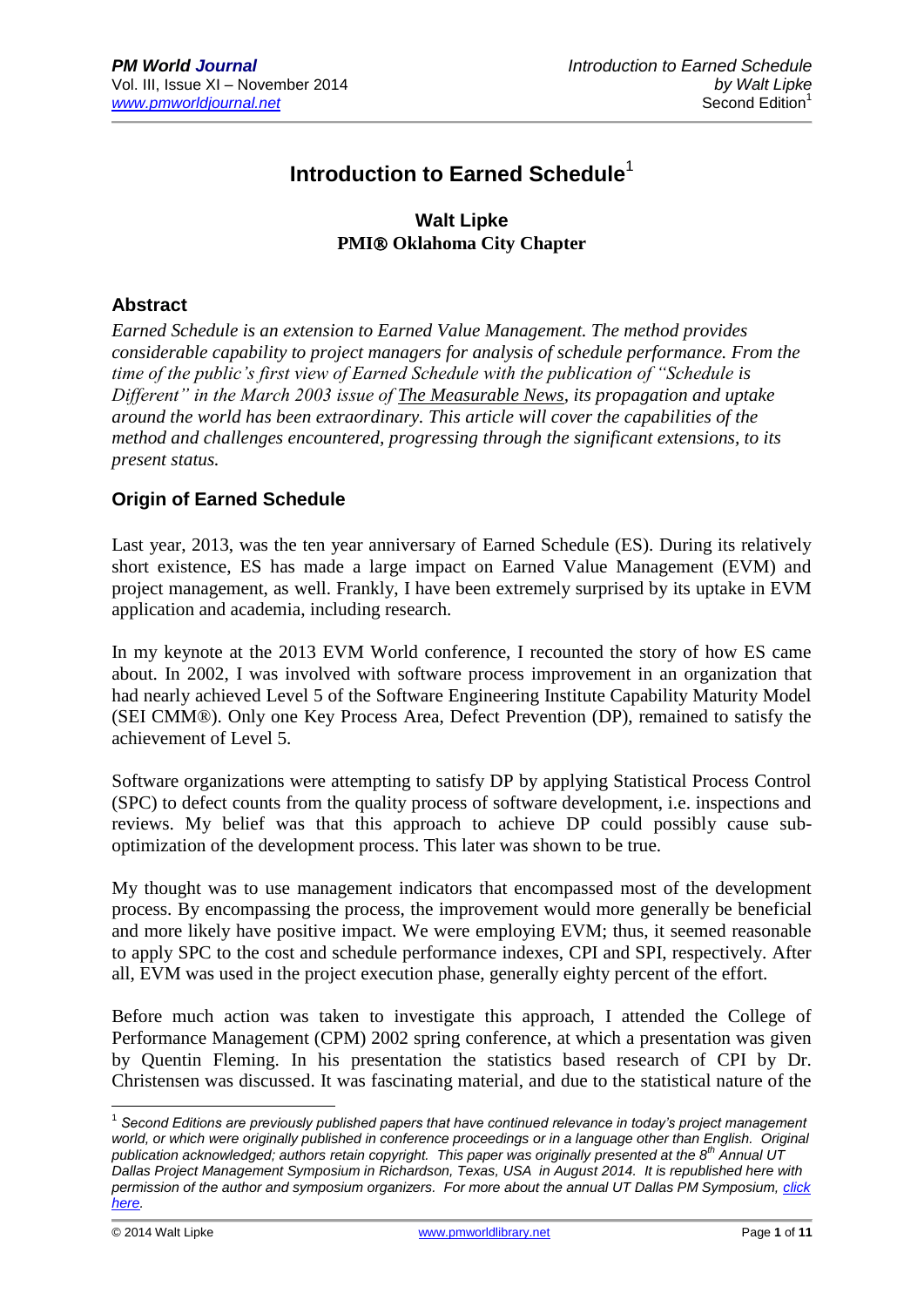# Introduction to Earned Schedule[1]

**Walt Lipke**
**PMI® Oklahoma City Chapter**

## Abstract

*Earned Schedule is an extension to Earned Value Management. The method provides considerable capability to project managers for analysis of schedule performance. From the time of the public's first view of Earned Schedule with the publication of "Schedule is Different" in the March 2003 issue of* The Measurable News*, its propagation and uptake around the world has been extraordinary. This article will cover the capabilities of the method and challenges encountered, progressing through the significant extensions, to its present status.*

## Origin of Earned Schedule

Last year, 2013, was the ten year anniversary of Earned Schedule (ES). During its relatively short existence, ES has made a large impact on Earned Value Management (EVM) and project management, as well. Frankly, I have been extremely surprised by its uptake in EVM application and academia, including research.

In my keynote at the 2013 EVM World conference, I recounted the story of how ES came about. In 2002, I was involved with software process improvement in an organization that had nearly achieved Level 5 of the Software Engineering Institute Capability Maturity Model (SEI CMM®). Only one Key Process Area, Defect Prevention (DP), remained to satisfy the achievement of Level 5.

Software organizations were attempting to satisfy DP by applying Statistical Process Control (SPC) to defect counts from the quality process of software development, i.e. inspections and reviews. My belief was that this approach to achieve DP could possibly cause sub-optimization of the development process. This later was shown to be true.

My thought was to use management indicators that encompassed most of the development process. By encompassing the process, the improvement would more generally be beneficial and more likely have positive impact. We were employing EVM; thus, it seemed reasonable to apply SPC to the cost and schedule performance indexes, CPI and SPI, respectively. After all, EVM was used in the project execution phase, generally eighty percent of the effort.

Before much action was taken to investigate this approach, I attended the College of Performance Management (CPM) 2002 spring conference, at which a presentation was given by Quentin Fleming. In his presentation the statistics based research of CPI by Dr. Christensen was discussed. It was fascinating material, and due to the statistical nature of the

---

[1] *Second Editions are previously published papers that have continued relevance in today's project management world, or which were originally published in conference proceedings or in a language other than English. Original publication acknowledged; authors retain copyright. This paper was originally presented at the 8th Annual UT Dallas Project Management Symposium in Richardson, Texas, USA in August 2014. It is republished here with permission of the author and symposium organizers. For more about the annual UT Dallas PM Symposium, click here.*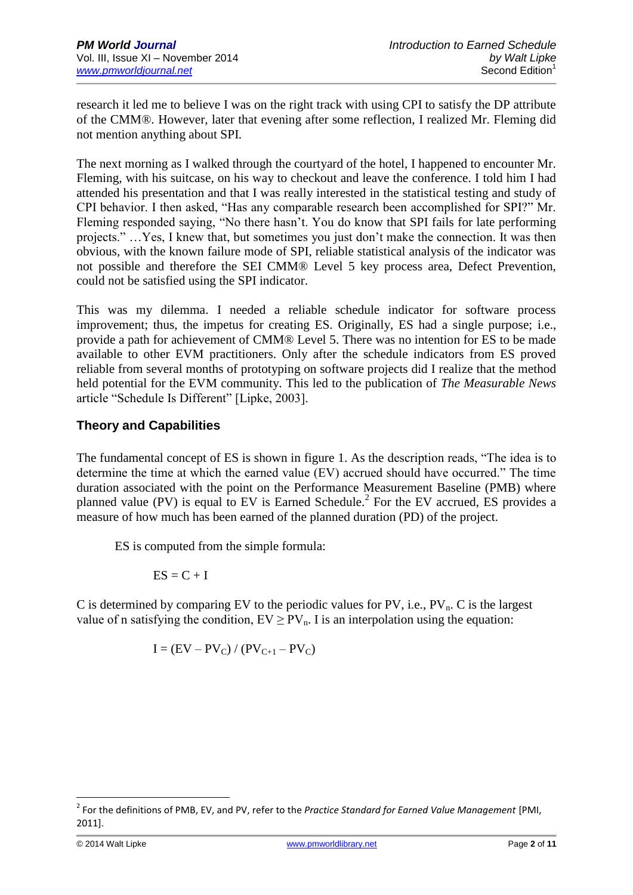research it led me to believe I was on the right track with using CPI to satisfy the DP attribute of the CMM®. However, later that evening after some reflection, I realized Mr. Fleming did not mention anything about SPI.

The next morning as I walked through the courtyard of the hotel, I happened to encounter Mr. Fleming, with his suitcase, on his way to checkout and leave the conference. I told him I had attended his presentation and that I was really interested in the statistical testing and study of CPI behavior. I then asked, "Has any comparable research been accomplished for SPI?" Mr. Fleming responded saying, "No there hasn't. You do know that SPI fails for late performing projects." …Yes, I knew that, but sometimes you just don't make the connection. It was then obvious, with the known failure mode of SPI, reliable statistical analysis of the indicator was not possible and therefore the SEI CMM® Level 5 key process area, Defect Prevention, could not be satisfied using the SPI indicator.

This was my dilemma. I needed a reliable schedule indicator for software process improvement; thus, the impetus for creating ES. Originally, ES had a single purpose; i.e., provide a path for achievement of CMM® Level 5. There was no intention for ES to be made available to other EVM practitioners. Only after the schedule indicators from ES proved reliable from several months of prototyping on software projects did I realize that the method held potential for the EVM community. This led to the publication of *The Measurable News* article "Schedule Is Different" [Lipke, 2003].

## Theory and Capabilities

The fundamental concept of ES is shown in figure 1. As the description reads, "The idea is to determine the time at which the earned value (EV) accrued should have occurred." The time duration associated with the point on the Performance Measurement Baseline (PMB) where planned value (PV) is equal to EV is Earned Schedule.[2] For the EV accrued, ES provides a measure of how much has been earned of the planned duration (PD) of the project.

ES is computed from the simple formula:

$$ES = C + I$$

C is determined by comparing EV to the periodic values for PV, i.e., $PV_n$. C is the largest value of n satisfying the condition, $EV \geq PV_n$. I is an interpolation using the equation:

$$I = (EV - PV_C) / (PV_{C+1} - PV_C)$$

---

[2] For the definitions of PMB, EV, and PV, refer to the *Practice Standard for Earned Value Management* [PMI, 2011].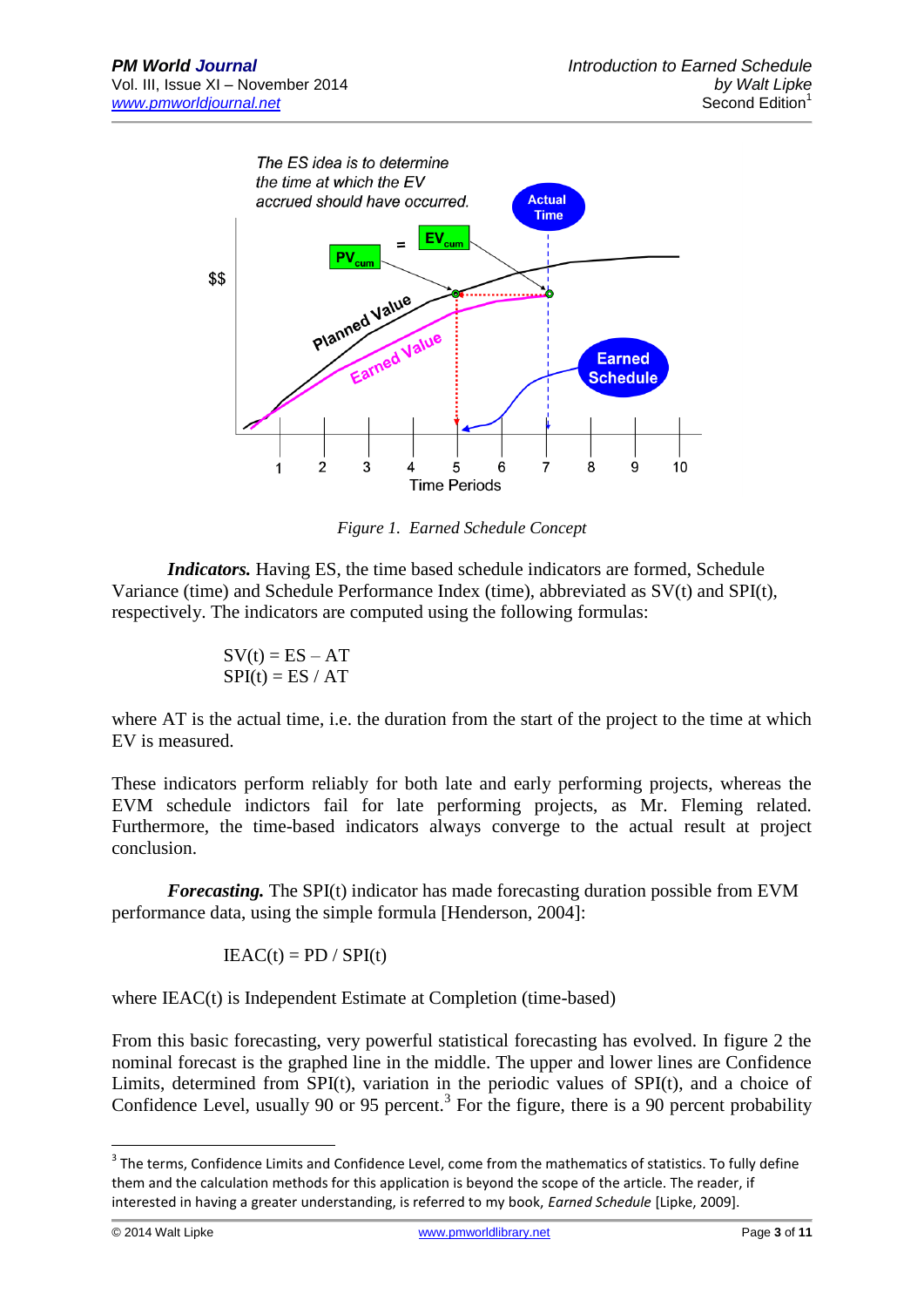*Figure 1. Earned Schedule Concept*

***Indicators.*** Having ES, the time based schedule indicators are formed, Schedule Variance (time) and Schedule Performance Index (time), abbreviated as SV(t) and SPI(t), respectively. The indicators are computed using the following formulas:

$$SV(t) = ES - AT$$
$$SPI(t) = ES / AT$$

where AT is the actual time, i.e. the duration from the start of the project to the time at which EV is measured.

These indicators perform reliably for both late and early performing projects, whereas the EVM schedule indictors fail for late performing projects, as Mr. Fleming related. Furthermore, the time-based indicators always converge to the actual result at project conclusion.

***Forecasting.*** The SPI(t) indicator has made forecasting duration possible from EVM performance data, using the simple formula [Henderson, 2004]:

$$IEAC(t) = PD / SPI(t)$$

where IEAC(t) is Independent Estimate at Completion (time-based)

From this basic forecasting, very powerful statistical forecasting has evolved. In figure 2 the nominal forecast is the graphed line in the middle. The upper and lower lines are Confidence Limits, determined from SPI(t), variation in the periodic values of SPI(t), and a choice of Confidence Level, usually 90 or 95 percent.[3] For the figure, there is a 90 percent probability

[3] The terms, Confidence Limits and Confidence Level, come from the mathematics of statistics. To fully define them and the calculation methods for this application is beyond the scope of the article. The reader, if interested in having a greater understanding, is referred to my book, *Earned Schedule* [Lipke, 2009].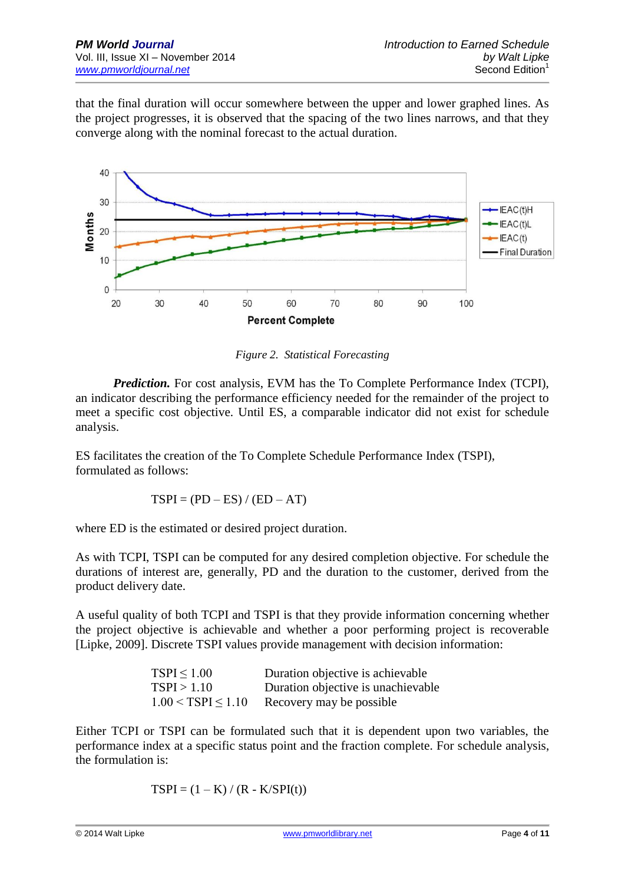that the final duration will occur somewhere between the upper and lower graphed lines. As the project progresses, it is observed that the spacing of the two lines narrows, and that they converge along with the nominal forecast to the actual duration.

*Figure 2. Statistical Forecasting*

***Prediction.*** For cost analysis, EVM has the To Complete Performance Index (TCPI), an indicator describing the performance efficiency needed for the remainder of the project to meet a specific cost objective. Until ES, a comparable indicator did not exist for schedule analysis.

ES facilitates the creation of the To Complete Schedule Performance Index (TSPI), formulated as follows:

$$TSPI = (PD - ES) / (ED - AT)$$

where ED is the estimated or desired project duration.

As with TCPI, TSPI can be computed for any desired completion objective. For schedule the durations of interest are, generally, PD and the duration to the customer, derived from the product delivery date.

A useful quality of both TCPI and TSPI is that they provide information concerning whether the project objective is achievable and whether a poor performing project is recoverable [Lipke, 2009]. Discrete TSPI values provide management with decision information:

| | |
|---|---|
| $TSPI \leq 1.00$ | Duration objective is achievable |
| $TSPI > 1.10$ | Duration objective is unachievable |
| $1.00 < TSPI \leq 1.10$ | Recovery may be possible |

Either TCPI or TSPI can be formulated such that it is dependent upon two variables, the performance index at a specific status point and the fraction complete. For schedule analysis, the formulation is:

$$TSPI = (1 - K) / (R - K/SPI(t))$$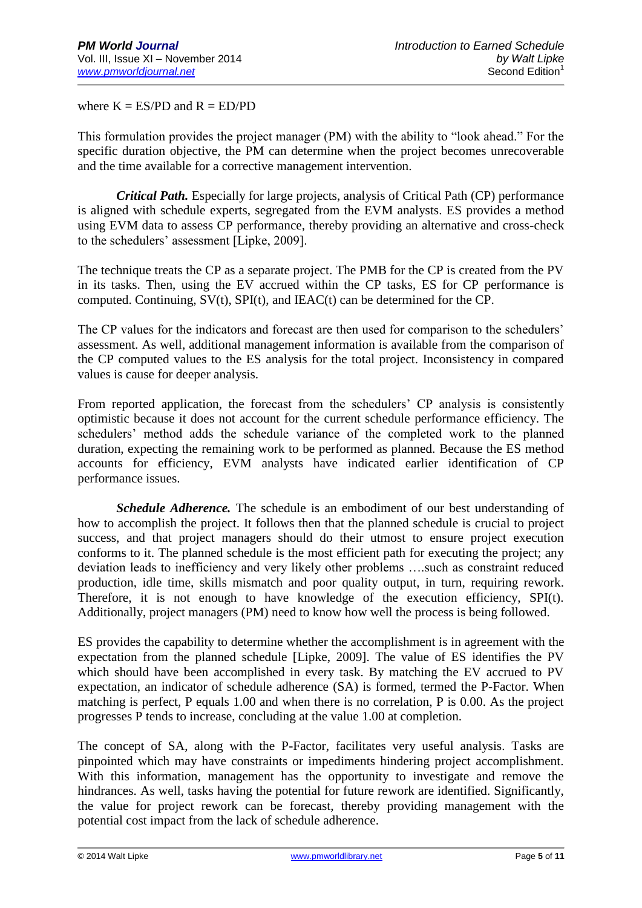where $K = ES/PD$ and $R = ED/PD$

This formulation provides the project manager (PM) with the ability to "look ahead." For the specific duration objective, the PM can determine when the project becomes unrecoverable and the time available for a corrective management intervention.

***Critical Path.*** Especially for large projects, analysis of Critical Path (CP) performance is aligned with schedule experts, segregated from the EVM analysts. ES provides a method using EVM data to assess CP performance, thereby providing an alternative and cross-check to the schedulers' assessment [Lipke, 2009].

The technique treats the CP as a separate project. The PMB for the CP is created from the PV in its tasks. Then, using the EV accrued within the CP tasks, ES for CP performance is computed. Continuing, SV(t), SPI(t), and IEAC(t) can be determined for the CP.

The CP values for the indicators and forecast are then used for comparison to the schedulers' assessment. As well, additional management information is available from the comparison of the CP computed values to the ES analysis for the total project. Inconsistency in compared values is cause for deeper analysis.

From reported application, the forecast from the schedulers' CP analysis is consistently optimistic because it does not account for the current schedule performance efficiency. The schedulers' method adds the schedule variance of the completed work to the planned duration, expecting the remaining work to be performed as planned. Because the ES method accounts for efficiency, EVM analysts have indicated earlier identification of CP performance issues.

***Schedule Adherence.*** The schedule is an embodiment of our best understanding of how to accomplish the project. It follows then that the planned schedule is crucial to project success, and that project managers should do their utmost to ensure project execution conforms to it. The planned schedule is the most efficient path for executing the project; any deviation leads to inefficiency and very likely other problems ….such as constraint reduced production, idle time, skills mismatch and poor quality output, in turn, requiring rework. Therefore, it is not enough to have knowledge of the execution efficiency, SPI(t). Additionally, project managers (PM) need to know how well the process is being followed.

ES provides the capability to determine whether the accomplishment is in agreement with the expectation from the planned schedule [Lipke, 2009]. The value of ES identifies the PV which should have been accomplished in every task. By matching the EV accrued to PV expectation, an indicator of schedule adherence (SA) is formed, termed the P-Factor. When matching is perfect, P equals 1.00 and when there is no correlation, P is 0.00. As the project progresses P tends to increase, concluding at the value 1.00 at completion.

The concept of SA, along with the P-Factor, facilitates very useful analysis. Tasks are pinpointed which may have constraints or impediments hindering project accomplishment. With this information, management has the opportunity to investigate and remove the hindrances. As well, tasks having the potential for future rework are identified. Significantly, the value for project rework can be forecast, thereby providing management with the potential cost impact from the lack of schedule adherence.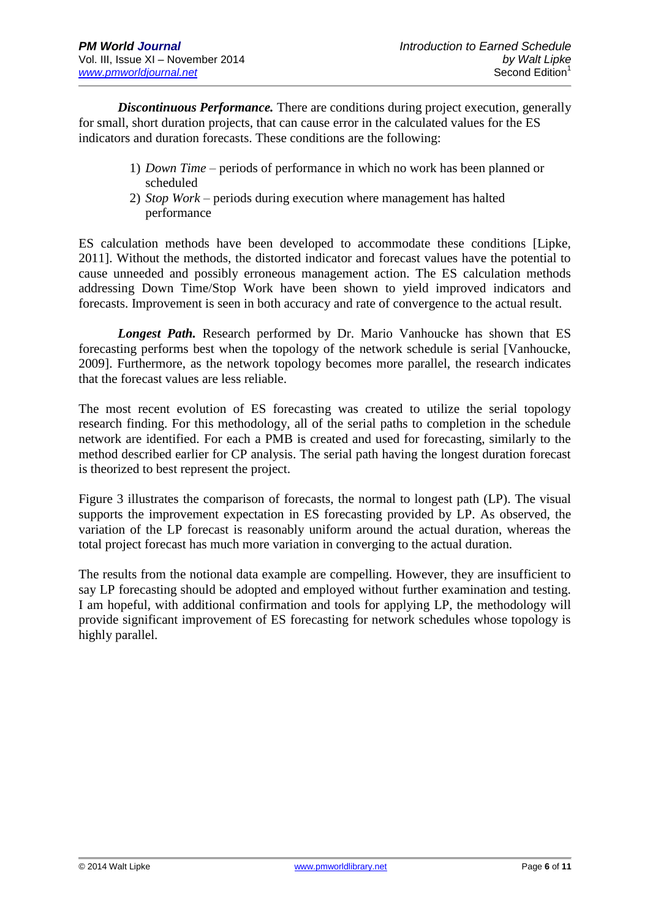***Discontinuous Performance.*** There are conditions during project execution, generally for small, short duration projects, that can cause error in the calculated values for the ES indicators and duration forecasts. These conditions are the following:

1) *Down Time* – periods of performance in which no work has been planned or scheduled
2) *Stop Work* – periods during execution where management has halted performance

ES calculation methods have been developed to accommodate these conditions [Lipke, 2011]. Without the methods, the distorted indicator and forecast values have the potential to cause unneeded and possibly erroneous management action. The ES calculation methods addressing Down Time/Stop Work have been shown to yield improved indicators and forecasts. Improvement is seen in both accuracy and rate of convergence to the actual result.

***Longest Path.*** Research performed by Dr. Mario Vanhoucke has shown that ES forecasting performs best when the topology of the network schedule is serial [Vanhoucke, 2009]. Furthermore, as the network topology becomes more parallel, the research indicates that the forecast values are less reliable.

The most recent evolution of ES forecasting was created to utilize the serial topology research finding. For this methodology, all of the serial paths to completion in the schedule network are identified. For each a PMB is created and used for forecasting, similarly to the method described earlier for CP analysis. The serial path having the longest duration forecast is theorized to best represent the project.

Figure 3 illustrates the comparison of forecasts, the normal to longest path (LP). The visual supports the improvement expectation in ES forecasting provided by LP. As observed, the variation of the LP forecast is reasonably uniform around the actual duration, whereas the total project forecast has much more variation in converging to the actual duration.

The results from the notional data example are compelling. However, they are insufficient to say LP forecasting should be adopted and employed without further examination and testing. I am hopeful, with additional confirmation and tools for applying LP, the methodology will provide significant improvement of ES forecasting for network schedules whose topology is highly parallel.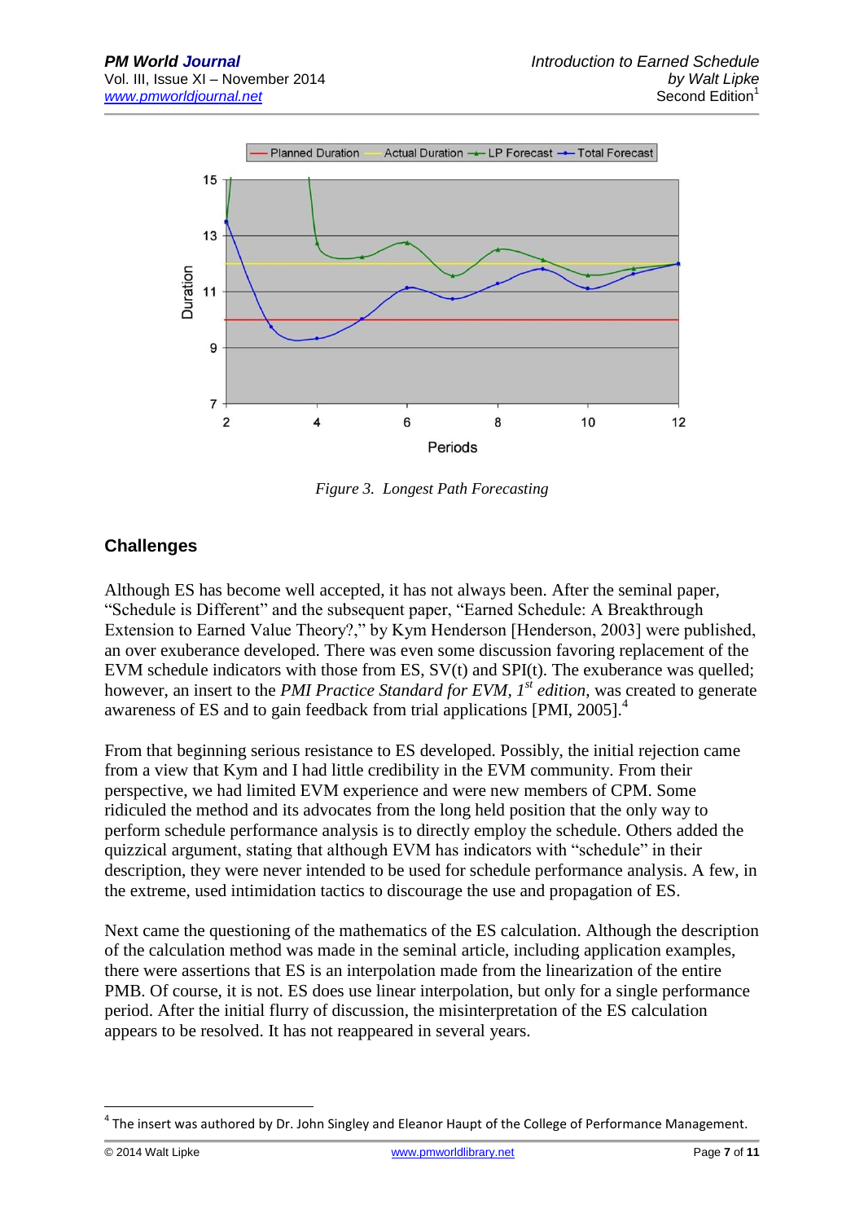Figure 3. *Longest Path Forecasting*

## Challenges

Although ES has become well accepted, it has not always been. After the seminal paper, "Schedule is Different" and the subsequent paper, "Earned Schedule: A Breakthrough Extension to Earned Value Theory?," by Kym Henderson [Henderson, 2003] were published, an over exuberance developed. There was even some discussion favoring replacement of the EVM schedule indicators with those from ES, SV(t) and SPI(t). The exuberance was quelled; however, an insert to the *PMI Practice Standard for EVM, 1st edition*, was created to generate awareness of ES and to gain feedback from trial applications [PMI, 2005].[4]

From that beginning serious resistance to ES developed. Possibly, the initial rejection came from a view that Kym and I had little credibility in the EVM community. From their perspective, we had limited EVM experience and were new members of CPM. Some ridiculed the method and its advocates from the long held position that the only way to perform schedule performance analysis is to directly employ the schedule. Others added the quizzical argument, stating that although EVM has indicators with "schedule" in their description, they were never intended to be used for schedule performance analysis. A few, in the extreme, used intimidation tactics to discourage the use and propagation of ES.

Next came the questioning of the mathematics of the ES calculation. Although the description of the calculation method was made in the seminal article, including application examples, there were assertions that ES is an interpolation made from the linearization of the entire PMB. Of course, it is not. ES does use linear interpolation, but only for a single performance period. After the initial flurry of discussion, the misinterpretation of the ES calculation appears to be resolved. It has not reappeared in several years.

---

[4] The insert was authored by Dr. John Singley and Eleanor Haupt of the College of Performance Management.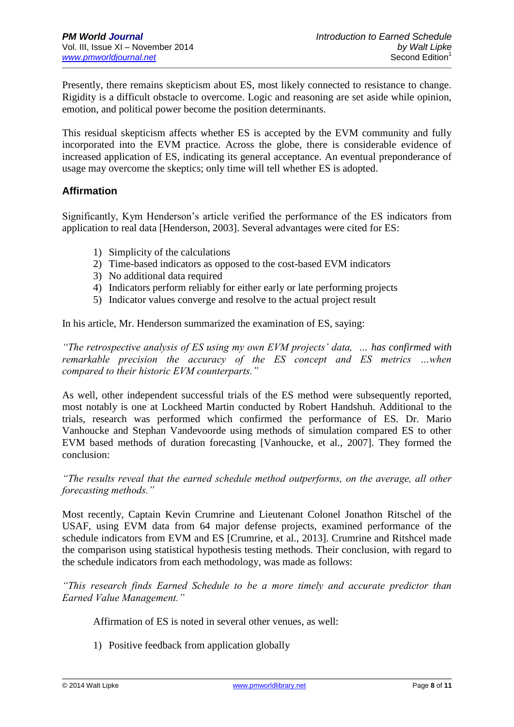Presently, there remains skepticism about ES, most likely connected to resistance to change. Rigidity is a difficult obstacle to overcome. Logic and reasoning are set aside while opinion, emotion, and political power become the position determinants.

This residual skepticism affects whether ES is accepted by the EVM community and fully incorporated into the EVM practice. Across the globe, there is considerable evidence of increased application of ES, indicating its general acceptance. An eventual preponderance of usage may overcome the skeptics; only time will tell whether ES is adopted.

## Affirmation

Significantly, Kym Henderson's article verified the performance of the ES indicators from application to real data [Henderson, 2003]. Several advantages were cited for ES:

1) Simplicity of the calculations
2) Time-based indicators as opposed to the cost-based EVM indicators
3) No additional data required
4) Indicators perform reliably for either early or late performing projects
5) Indicator values converge and resolve to the actual project result

In his article, Mr. Henderson summarized the examination of ES, saying:

*"The retrospective analysis of ES using my own EVM projects' data, … has confirmed with remarkable precision the accuracy of the ES concept and ES metrics …when compared to their historic EVM counterparts."*

As well, other independent successful trials of the ES method were subsequently reported, most notably is one at Lockheed Martin conducted by Robert Handshuh. Additional to the trials, research was performed which confirmed the performance of ES. Dr. Mario Vanhoucke and Stephan Vandevoorde using methods of simulation compared ES to other EVM based methods of duration forecasting [Vanhoucke, et al., 2007]. They formed the conclusion:

*"The results reveal that the earned schedule method outperforms, on the average, all other forecasting methods."*

Most recently, Captain Kevin Crumrine and Lieutenant Colonel Jonathon Ritschel of the USAF, using EVM data from 64 major defense projects, examined performance of the schedule indicators from EVM and ES [Crumrine, et al., 2013]. Crumrine and Ritshcel made the comparison using statistical hypothesis testing methods. Their conclusion, with regard to the schedule indicators from each methodology, was made as follows:

*"This research finds Earned Schedule to be a more timely and accurate predictor than Earned Value Management."*

Affirmation of ES is noted in several other venues, as well:

1) Positive feedback from application globally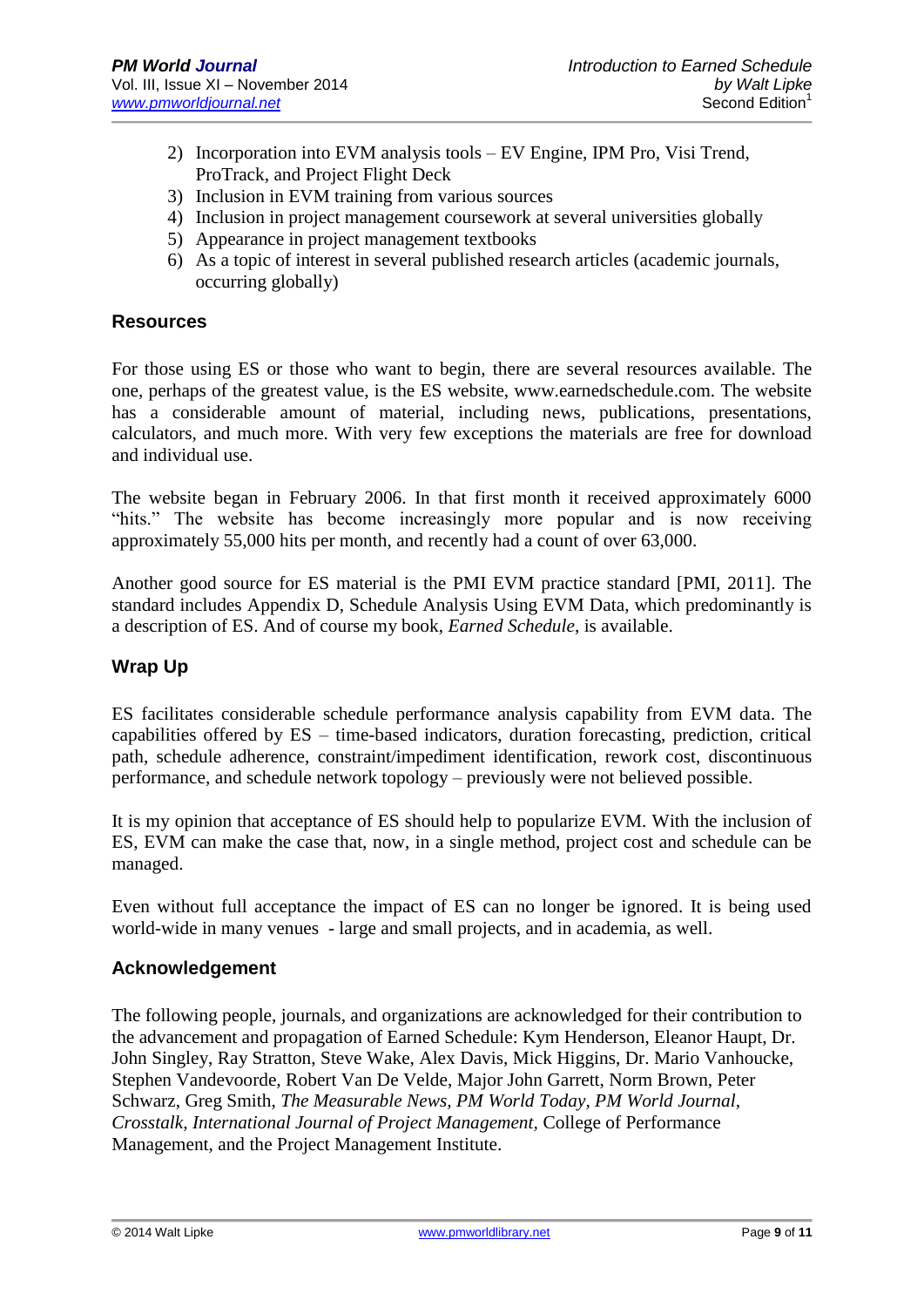2) Incorporation into EVM analysis tools – EV Engine, IPM Pro, Visi Trend, ProTrack, and Project Flight Deck
3) Inclusion in EVM training from various sources
4) Inclusion in project management coursework at several universities globally
5) Appearance in project management textbooks
6) As a topic of interest in several published research articles (academic journals, occurring globally)

## Resources

For those using ES or those who want to begin, there are several resources available. The one, perhaps of the greatest value, is the ES website, www.earnedschedule.com. The website has a considerable amount of material, including news, publications, presentations, calculators, and much more. With very few exceptions the materials are free for download and individual use.

The website began in February 2006. In that first month it received approximately 6000 "hits." The website has become increasingly more popular and is now receiving approximately 55,000 hits per month, and recently had a count of over 63,000.

Another good source for ES material is the PMI EVM practice standard [PMI, 2011]. The standard includes Appendix D, Schedule Analysis Using EVM Data, which predominantly is a description of ES. And of course my book, *Earned Schedule*, is available.

## Wrap Up

ES facilitates considerable schedule performance analysis capability from EVM data. The capabilities offered by ES – time-based indicators, duration forecasting, prediction, critical path, schedule adherence, constraint/impediment identification, rework cost, discontinuous performance, and schedule network topology – previously were not believed possible.

It is my opinion that acceptance of ES should help to popularize EVM. With the inclusion of ES, EVM can make the case that, now, in a single method, project cost and schedule can be managed.

Even without full acceptance the impact of ES can no longer be ignored. It is being used world-wide in many venues - large and small projects, and in academia, as well.

## Acknowledgement

The following people, journals, and organizations are acknowledged for their contribution to the advancement and propagation of Earned Schedule: Kym Henderson, Eleanor Haupt, Dr. John Singley, Ray Stratton, Steve Wake, Alex Davis, Mick Higgins, Dr. Mario Vanhoucke, Stephen Vandevoorde, Robert Van De Velde, Major John Garrett, Norm Brown, Peter Schwarz, Greg Smith, *The Measurable News, PM World Today, PM World Journal, Crosstalk, International Journal of Project Management*, College of Performance Management, and the Project Management Institute.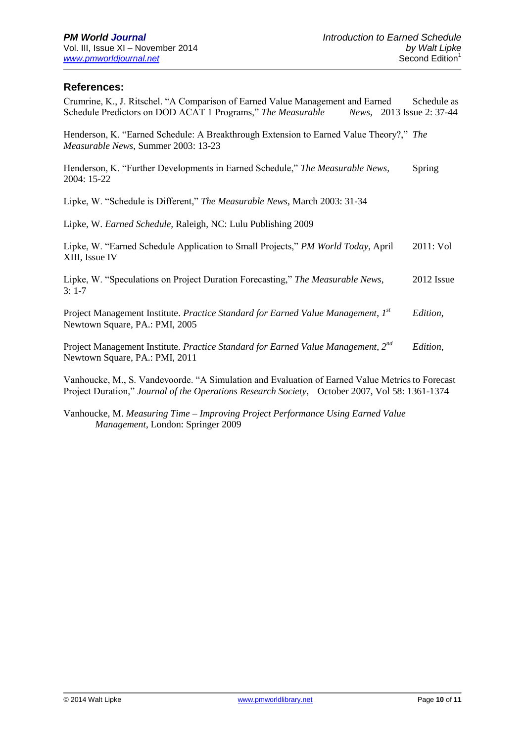## References:

Crumrine, K., J. Ritschel. "A Comparison of Earned Value Management and Earned Schedule as Schedule Predictors on DOD ACAT 1 Programs," *The Measurable News*, 2013 Issue 2: 37-44

Henderson, K. "Earned Schedule: A Breakthrough Extension to Earned Value Theory?," *The Measurable News*, Summer 2003: 13-23

Henderson, K. "Further Developments in Earned Schedule," *The Measurable News*, Spring 2004: 15-22

Lipke, W. "Schedule is Different," *The Measurable News*, March 2003: 31-34

Lipke, W. *Earned Schedule*, Raleigh, NC: Lulu Publishing 2009

Lipke, W. "Earned Schedule Application to Small Projects," *PM World Today*, April 2011: Vol XIII, Issue IV

Lipke, W. "Speculations on Project Duration Forecasting," *The Measurable News*, 2012 Issue 3: 1-7

Project Management Institute. *Practice Standard for Earned Value Management, 1st Edition*, Newtown Square, PA.: PMI, 2005

Project Management Institute. *Practice Standard for Earned Value Management, 2nd Edition*, Newtown Square, PA.: PMI, 2011

Vanhoucke, M., S. Vandevoorde. "A Simulation and Evaluation of Earned Value Metrics to Forecast Project Duration," *Journal of the Operations Research Society*, October 2007, Vol 58: 1361-1374

Vanhoucke, M. *Measuring Time – Improving Project Performance Using Earned Value Management*, London: Springer 2009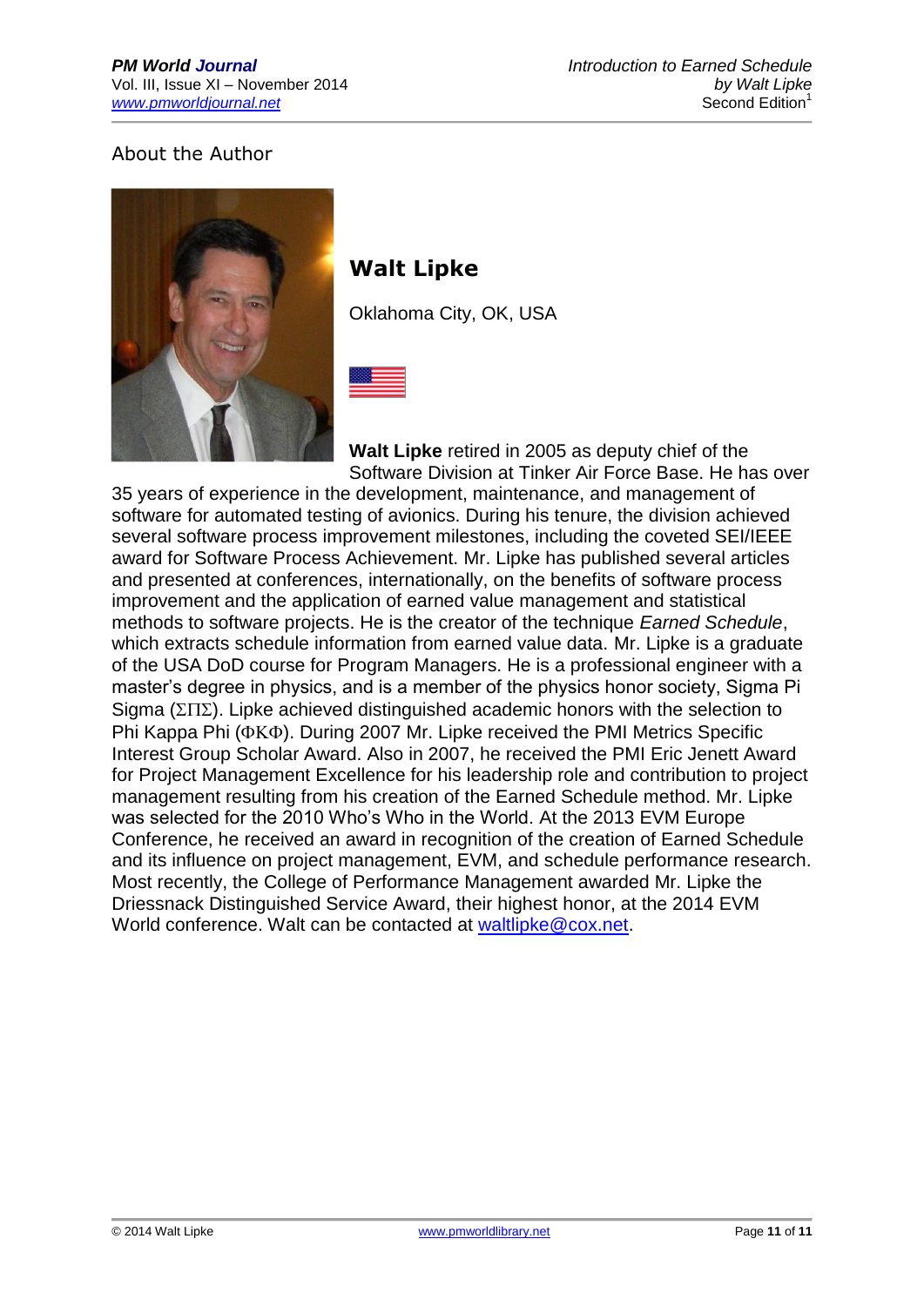About the Author

## Walt Lipke

Oklahoma City, OK, USA

**Walt Lipke** retired in 2005 as deputy chief of the Software Division at Tinker Air Force Base. He has over 35 years of experience in the development, maintenance, and management of software for automated testing of avionics. During his tenure, the division achieved several software process improvement milestones, including the coveted SEI/IEEE award for Software Process Achievement. Mr. Lipke has published several articles and presented at conferences, internationally, on the benefits of software process improvement and the application of earned value management and statistical methods to software projects. He is the creator of the technique *Earned Schedule*, which extracts schedule information from earned value data. Mr. Lipke is a graduate of the USA DoD course for Program Managers. He is a professional engineer with a master's degree in physics, and is a member of the physics honor society, Sigma Pi Sigma (ΣΠΣ). Lipke achieved distinguished academic honors with the selection to Phi Kappa Phi (ΦΚΦ). During 2007 Mr. Lipke received the PMI Metrics Specific Interest Group Scholar Award. Also in 2007, he received the PMI Eric Jenett Award for Project Management Excellence for his leadership role and contribution to project management resulting from his creation of the Earned Schedule method. Mr. Lipke was selected for the 2010 Who's Who in the World. At the 2013 EVM Europe Conference, he received an award in recognition of the creation of Earned Schedule and its influence on project management, EVM, and schedule performance research. Most recently, the College of Performance Management awarded Mr. Lipke the Driessnack Distinguished Service Award, their highest honor, at the 2014 EVM World conference. Walt can be contacted at waltlipke@cox.net.